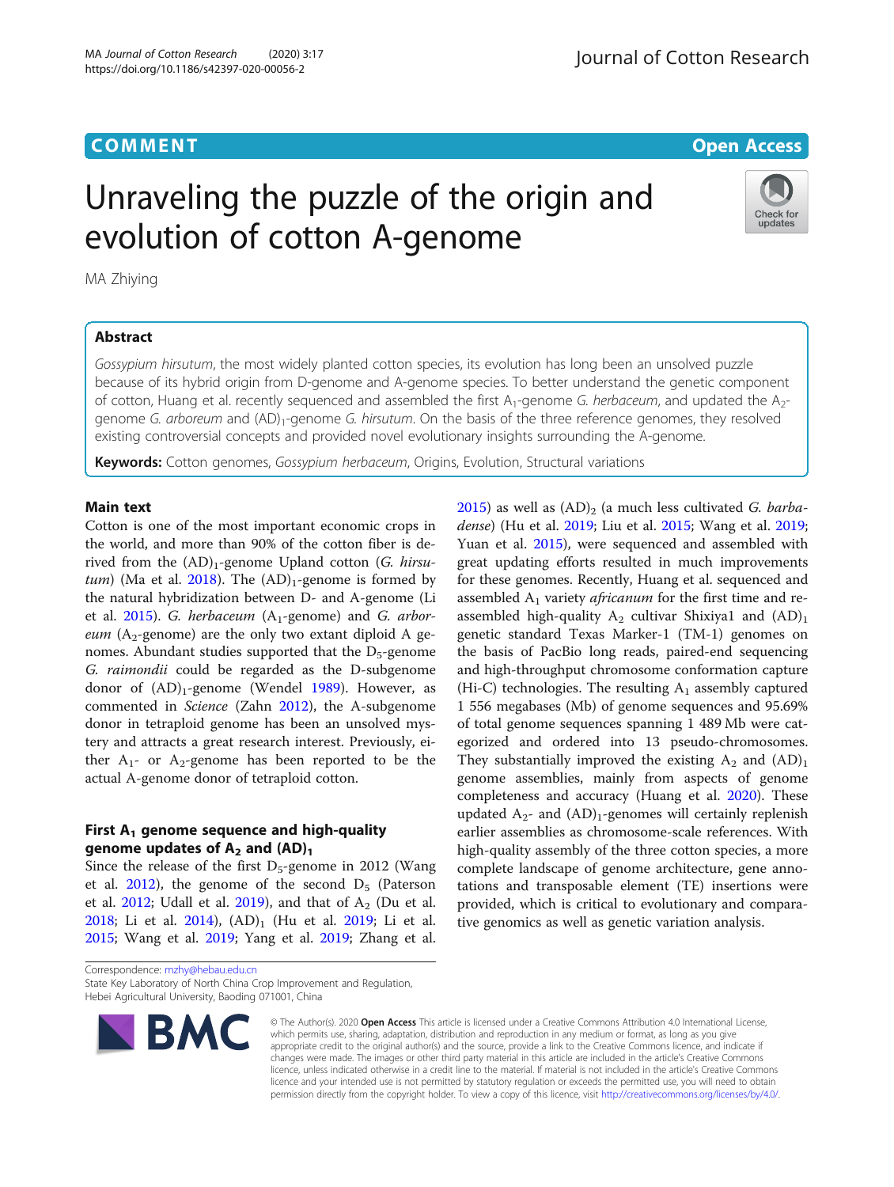COMMENT

Open Access

# Unraveling the puzzle of the origin and evolution of cotton A-genome

MA Zhiying

## Abstract

*Gossypium hirsutum*, the most widely planted cotton species, its evolution has long been an unsolved puzzle because of its hybrid origin from D-genome and A-genome species. To better understand the genetic component of cotton, Huang et al. recently sequenced and assembled the first $A_1$-genome *G. herbaceum*, and updated the $A_2$-genome *G. arboreum* and $(AD)_1$-genome *G. hirsutum*. On the basis of the three reference genomes, they resolved existing controversial concepts and provided novel evolutionary insights surrounding the A-genome.

**Keywords:** Cotton genomes, *Gossypium herbaceum*, Origins, Evolution, Structural variations

## Main text

Cotton is one of the most important economic crops in the world, and more than 90% of the cotton fiber is derived from the $(AD)_1$-genome Upland cotton (*G. hirsutum*) (Ma et al. 2018). The $(AD)_1$-genome is formed by the natural hybridization between D- and A-genome (Li et al. 2015). *G. herbaceum* ($A_1$-genome) and *G. arboreum* ($A_2$-genome) are the only two extant diploid A genomes. Abundant studies supported that the $D_5$-genome *G. raimondii* could be regarded as the D-subgenome donor of $(AD)_1$-genome (Wendel 1989). However, as commented in *Science* (Zahn 2012), the A-subgenome donor in tetraploid genome has been an unsolved mystery and attracts a great research interest. Previously, either $A_1$- or $A_2$-genome has been reported to be the actual A-genome donor of tetraploid cotton.

### First $A_1$ genome sequence and high-quality genome updates of $A_2$ and $(AD)_1$

Since the release of the first $D_5$-genome in 2012 (Wang et al. 2012), the genome of the second $D_5$ (Paterson et al. 2012; Udall et al. 2019), and that of $A_2$ (Du et al. 2018; Li et al. 2014), $(AD)_1$ (Hu et al. 2019; Li et al. 2015; Wang et al. 2019; Yang et al. 2019; Zhang et al. 2015) as well as $(AD)_2$ (a much less cultivated *G. barbadense*) (Hu et al. 2019; Liu et al. 2015; Wang et al. 2019; Yuan et al. 2015), were sequenced and assembled with great updating efforts resulted in much improvements for these genomes. Recently, Huang et al. sequenced and assembled $A_1$ variety *africanum* for the first time and re-assembled high-quality $A_2$ cultivar Shixiya1 and $(AD)_1$ genetic standard Texas Marker-1 (TM-1) genomes on the basis of PacBio long reads, paired-end sequencing and high-throughput chromosome conformation capture (Hi-C) technologies. The resulting $A_1$ assembly captured 1 556 megabases (Mb) of genome sequences and 95.69% of total genome sequences spanning 1 489 Mb were categorized and ordered into 13 pseudo-chromosomes. They substantially improved the existing $A_2$ and $(AD)_1$ genome assemblies, mainly from aspects of genome completeness and accuracy (Huang et al. 2020). These updated $A_2$- and $(AD)_1$-genomes will certainly replenish earlier assemblies as chromosome-scale references. With high-quality assembly of the three cotton species, a more complete landscape of genome architecture, gene annotations and transposable element (TE) insertions were provided, which is critical to evolutionary and comparative genomics as well as genetic variation analysis.

Correspondence: mzhy@hebau.edu.cn
State Key Laboratory of North China Crop Improvement and Regulation, Hebei Agricultural University, Baoding 071001, China

© The Author(s). 2020 **Open Access** This article is licensed under a Creative Commons Attribution 4.0 International License, which permits use, sharing, adaptation, distribution and reproduction in any medium or format, as long as you give appropriate credit to the original author(s) and the source, provide a link to the Creative Commons licence, and indicate if changes were made. The images or other third party material in this article are included in the article's Creative Commons licence, unless indicated otherwise in a credit line to the material. If material is not included in the article's Creative Commons licence and your intended use is not permitted by statutory regulation or exceeds the permitted use, you will need to obtain permission directly from the copyright holder. To view a copy of this licence, visit http://creativecommons.org/licenses/by/4.0/.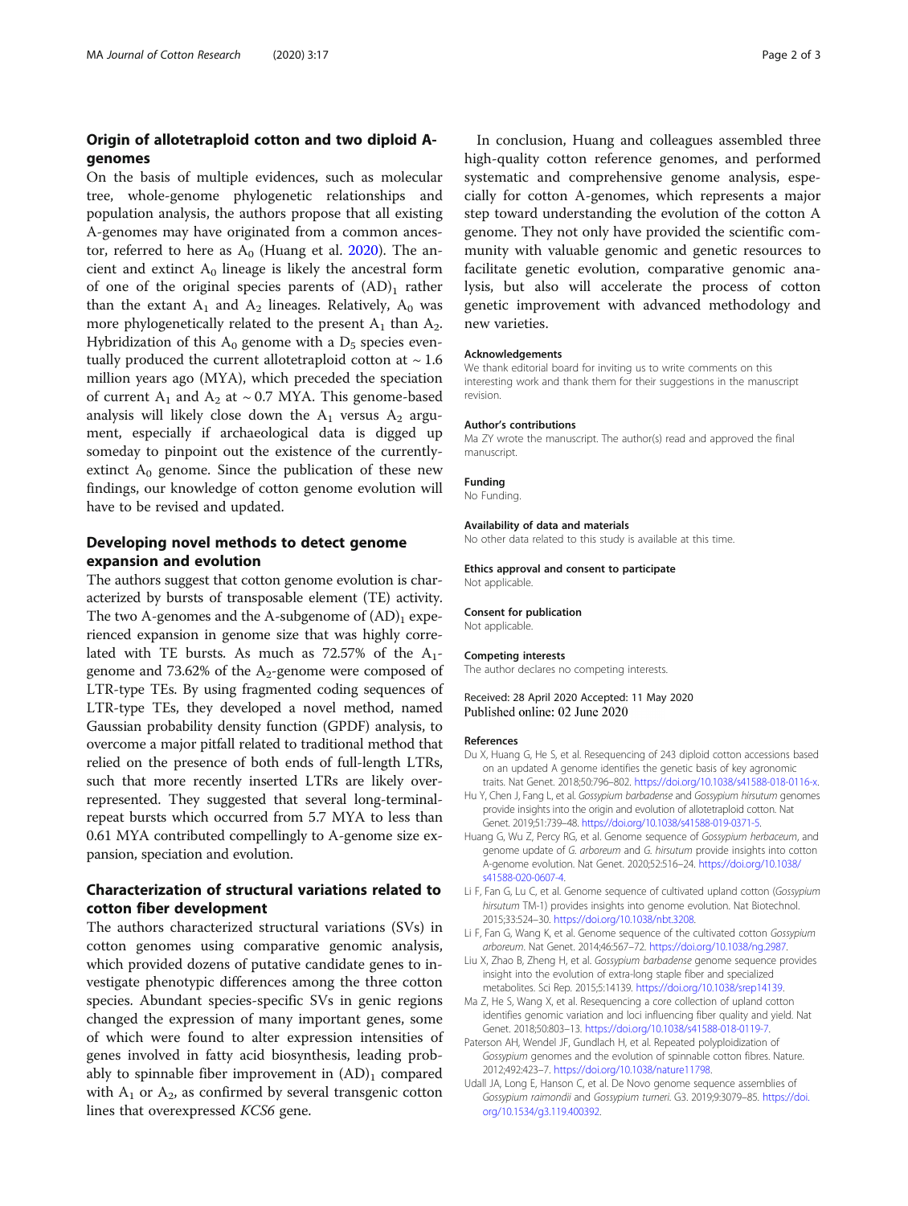## Origin of allotetraploid cotton and two diploid A-genomes

On the basis of multiple evidences, such as molecular tree, whole-genome phylogenetic relationships and population analysis, the authors propose that all existing A-genomes may have originated from a common ancestor, referred to here as $A_0$ (Huang et al. 2020). The ancient and extinct $A_0$ lineage is likely the ancestral form of one of the original species parents of $(AD)_1$ rather than the extant $A_1$ and $A_2$ lineages. Relatively, $A_0$ was more phylogenetically related to the present $A_1$ than $A_2$. Hybridization of this $A_0$ genome with a $D_5$ species eventually produced the current allotetraploid cotton at ~ 1.6 million years ago (MYA), which preceded the speciation of current $A_1$ and $A_2$ at ~ 0.7 MYA. This genome-based analysis will likely close down the $A_1$ versus $A_2$ argument, especially if archaeological data is digged up someday to pinpoint out the existence of the currently-extinct $A_0$ genome. Since the publication of these new findings, our knowledge of cotton genome evolution will have to be revised and updated.

## Developing novel methods to detect genome expansion and evolution

The authors suggest that cotton genome evolution is characterized by bursts of transposable element (TE) activity. The two A-genomes and the A-subgenome of $(AD)_1$ experienced expansion in genome size that was highly correlated with TE bursts. As much as 72.57% of the $A_1$-genome and 73.62% of the $A_2$-genome were composed of LTR-type TEs. By using fragmented coding sequences of LTR-type TEs, they developed a novel method, named Gaussian probability density function (GPDF) analysis, to overcome a major pitfall related to traditional method that relied on the presence of both ends of full-length LTRs, such that more recently inserted LTRs are likely over-represented. They suggested that several long-terminal-repeat bursts which occurred from 5.7 MYA to less than 0.61 MYA contributed compellingly to A-genome size expansion, speciation and evolution.

## Characterization of structural variations related to cotton fiber development

The authors characterized structural variations (SVs) in cotton genomes using comparative genomic analysis, which provided dozens of putative candidate genes to investigate phenotypic differences among the three cotton species. Abundant species-specific SVs in genic regions changed the expression of many important genes, some of which were found to alter expression intensities of genes involved in fatty acid biosynthesis, leading probably to spinnable fiber improvement in $(AD)_1$ compared with $A_1$ or $A_2$, as confirmed by several transgenic cotton lines that overexpressed *KCS6* gene.

In conclusion, Huang and colleagues assembled three high-quality cotton reference genomes, and performed systematic and comprehensive genome analysis, especially for cotton A-genomes, which represents a major step toward understanding the evolution of the cotton A genome. They not only have provided the scientific community with valuable genomic and genetic resources to facilitate genetic evolution, comparative genomic analysis, but also will accelerate the process of cotton genetic improvement with advanced methodology and new varieties.

#### Acknowledgements

We thank editorial board for inviting us to write comments on this interesting work and thank them for their suggestions in the manuscript revision.

#### Author's contributions

Ma ZY wrote the manuscript. The author(s) read and approved the final manuscript.

#### Funding

No Funding.

#### Availability of data and materials

No other data related to this study is available at this time.

#### Ethics approval and consent to participate

Not applicable.

#### Consent for publication

Not applicable.

#### Competing interests

The author declares no competing interests.

Received: 28 April 2020 Accepted: 11 May 2020
Published online: 02 June 2020

#### References

Du X, Huang G, He S, et al. Resequencing of 243 diploid cotton accessions based on an updated A genome identifies the genetic basis of key agronomic traits. Nat Genet. 2018;50:796–802. https://doi.org/10.1038/s41588-018-0116-x.

Hu Y, Chen J, Fang L, et al. *Gossypium barbadense* and *Gossypium hirsutum* genomes provide insights into the origin and evolution of allotetraploid cotton. Nat Genet. 2019;51:739–48. https://doi.org/10.1038/s41588-019-0371-5.

Huang G, Wu Z, Percy RG, et al. Genome sequence of *Gossypium herbaceum*, and genome update of *G. arboreum* and *G. hirsutum* provide insights into cotton A-genome evolution. Nat Genet. 2020;52:516–24. https://doi.org/10.1038/s41588-020-0607-4.

Li F, Fan G, Lu C, et al. Genome sequence of cultivated upland cotton (*Gossypium hirsutum* TM-1) provides insights into genome evolution. Nat Biotechnol. 2015;33:524–30. https://doi.org/10.1038/nbt.3208.

Li F, Fan G, Wang K, et al. Genome sequence of the cultivated cotton *Gossypium arboreum*. Nat Genet. 2014;46:567–72. https://doi.org/10.1038/ng.2987.

Liu X, Zhao B, Zheng H, et al. *Gossypium barbadense* genome sequence provides insight into the evolution of extra-long staple fiber and specialized metabolites. Sci Rep. 2015;5:14139. https://doi.org/10.1038/srep14139.

Ma Z, He S, Wang X, et al. Resequencing a core collection of upland cotton identifies genomic variation and loci influencing fiber quality and yield. Nat Genet. 2018;50:803–13. https://doi.org/10.1038/s41588-018-0119-7.

Paterson AH, Wendel JF, Gundlach H, et al. Repeated polyploidization of *Gossypium* genomes and the evolution of spinnable cotton fibres. Nature. 2012;492:423–7. https://doi.org/10.1038/nature11798.

Udall JA, Long E, Hanson C, et al. De Novo genome sequence assemblies of *Gossypium raimondii* and *Gossypium turneri*. G3. 2019;9:3079–85. https://doi.org/10.1534/g3.119.400392.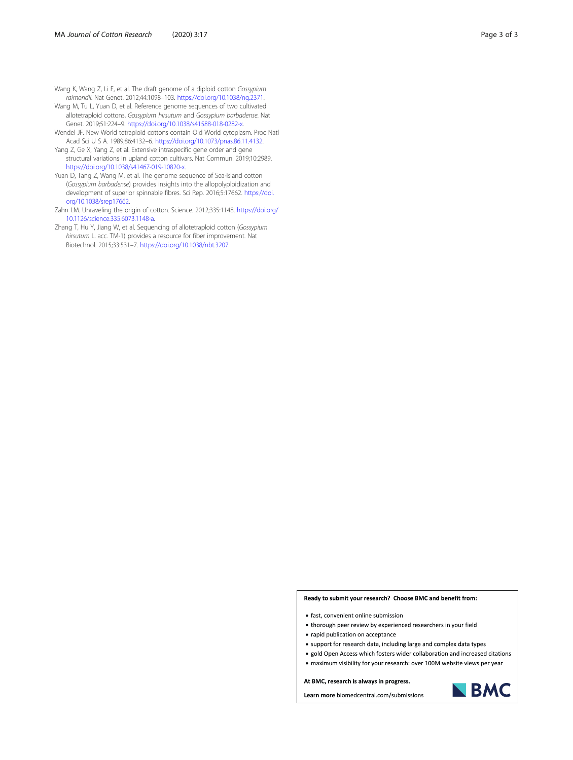Wang K, Wang Z, Li F, et al. The draft genome of a diploid cotton *Gossypium raimondii*. Nat Genet. 2012;44:1098–103. https://doi.org/10.1038/ng.2371.

Wang M, Tu L, Yuan D, et al. Reference genome sequences of two cultivated allotetraploid cottons, *Gossypium hirsutum* and *Gossypium barbadense*. Nat Genet. 2019;51:224–9. https://doi.org/10.1038/s41588-018-0282-x.

Wendel JF. New World tetraploid cottons contain Old World cytoplasm. Proc Natl Acad Sci U S A. 1989;86:4132–6. https://doi.org/10.1073/pnas.86.11.4132.

Yang Z, Ge X, Yang Z, et al. Extensive intraspecific gene order and gene structural variations in upland cotton cultivars. Nat Commun. 2019;10:2989. https://doi.org/10.1038/s41467-019-10820-x.

Yuan D, Tang Z, Wang M, et al. The genome sequence of Sea-Island cotton (*Gossypium barbadense*) provides insights into the allopolyploidization and development of superior spinnable fibres. Sci Rep. 2016;5:17662. https://doi.org/10.1038/srep17662.

Zahn LM. Unraveling the origin of cotton. Science. 2012;335:1148. https://doi.org/10.1126/science.335.6073.1148-a.

Zhang T, Hu Y, Jiang W, et al. Sequencing of allotetraploid cotton (*Gossypium hirsutum* L. acc. TM-1) provides a resource for fiber improvement. Nat Biotechnol. 2015;33:531–7. https://doi.org/10.1038/nbt.3207.

**Ready to submit your research? Choose BMC and benefit from:**

- fast, convenient online submission
- thorough peer review by experienced researchers in your field
- rapid publication on acceptance
- support for research data, including large and complex data types
- gold Open Access which fosters wider collaboration and increased citations
- maximum visibility for your research: over 100M website views per year

**At BMC, research is always in progress.**

**Learn more** biomedcentral.com/submissions

BMC